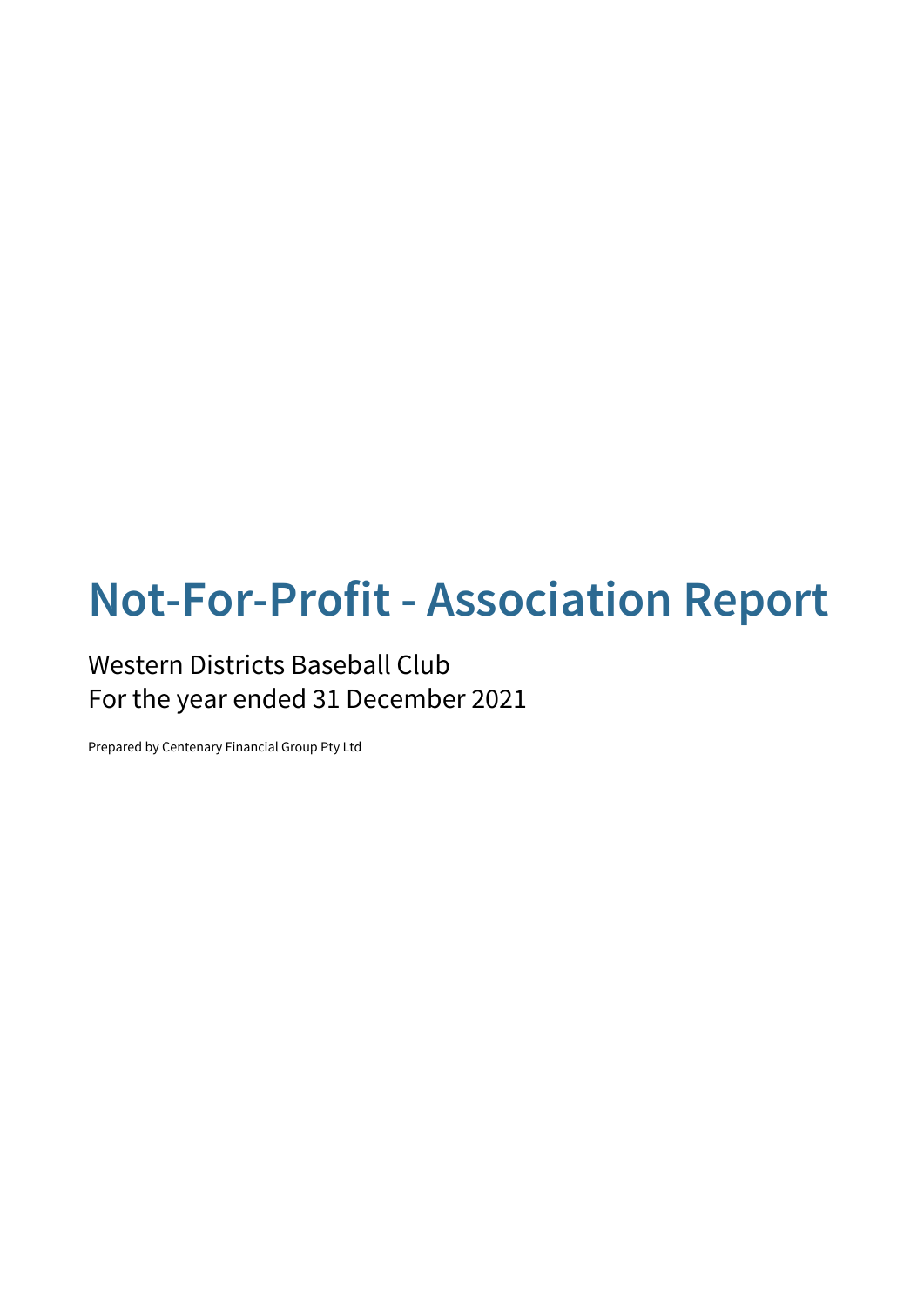# Not-For-Profit - Association Report

Western Districts Baseball Club
For the year ended 31 December 2021

Prepared by Centenary Financial Group Pty Ltd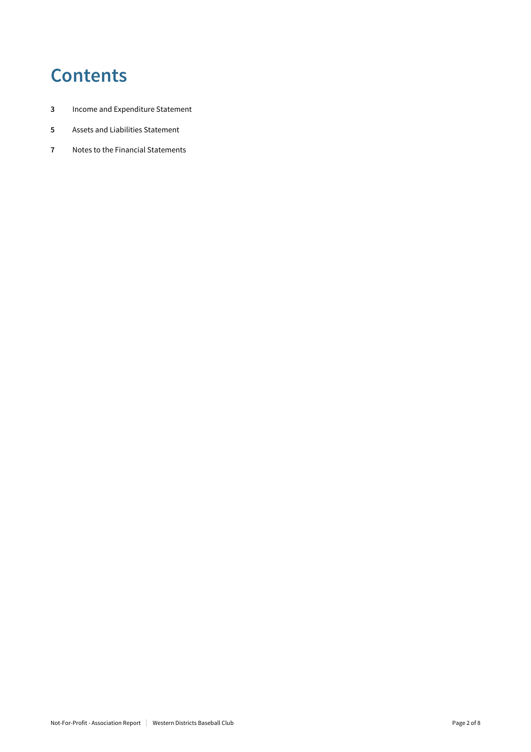# Contents

**3** Income and Expenditure Statement

**5** Assets and Liabilities Statement

**7** Notes to the Financial Statements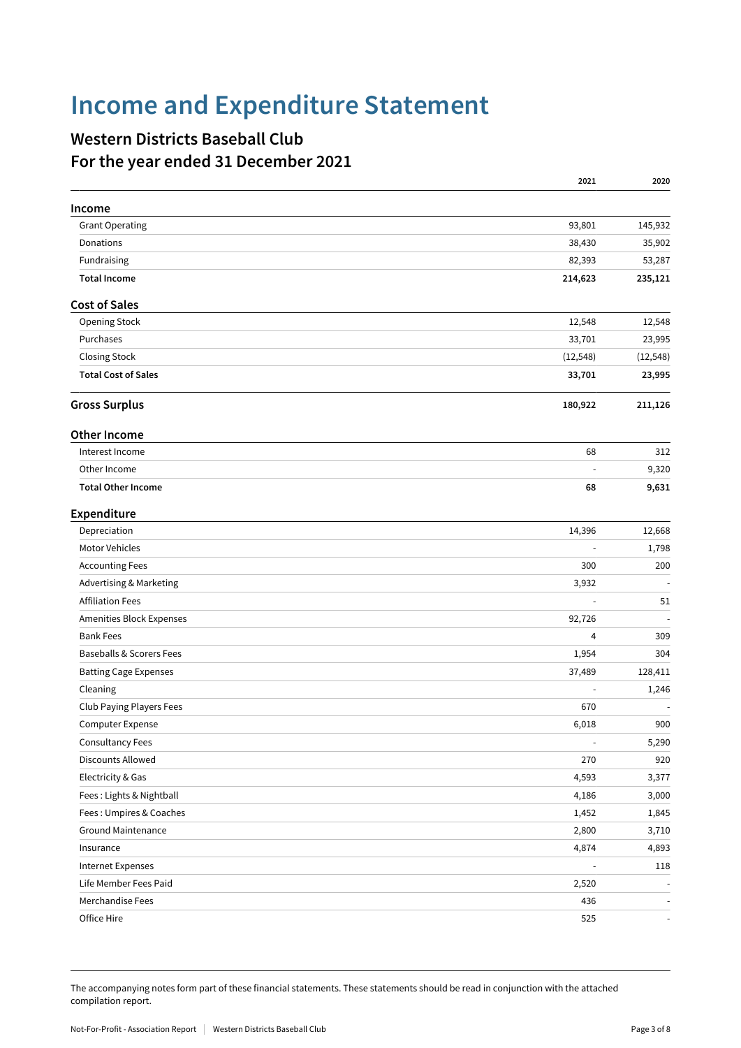# Income and Expenditure Statement

## Western Districts Baseball Club
## For the year ended 31 December 2021

| | 2021 | 2020 |
|---|---|---|
| **Income** | | |
| Grant Operating | 93,801 | 145,932 |
| Donations | 38,430 | 35,902 |
| Fundraising | 82,393 | 53,287 |
| **Total Income** | **214,623** | **235,121** |
| **Cost of Sales** | | |
| Opening Stock | 12,548 | 12,548 |
| Purchases | 33,701 | 23,995 |
| Closing Stock | (12,548) | (12,548) |
| **Total Cost of Sales** | **33,701** | **23,995** |
| **Gross Surplus** | **180,922** | **211,126** |
| **Other Income** | | |
| Interest Income | 68 | 312 |
| Other Income | - | 9,320 |
| **Total Other Income** | **68** | **9,631** |
| **Expenditure** | | |
| Depreciation | 14,396 | 12,668 |
| Motor Vehicles | - | 1,798 |
| Accounting Fees | 300 | 200 |
| Advertising & Marketing | 3,932 | - |
| Affiliation Fees | - | 51 |
| Amenities Block Expenses | 92,726 | - |
| Bank Fees | 4 | 309 |
| Baseballs & Scorers Fees | 1,954 | 304 |
| Batting Cage Expenses | 37,489 | 128,411 |
| Cleaning | - | 1,246 |
| Club Paying Players Fees | 670 | - |
| Computer Expense | 6,018 | 900 |
| Consultancy Fees | - | 5,290 |
| Discounts Allowed | 270 | 920 |
| Electricity & Gas | 4,593 | 3,377 |
| Fees : Lights & Nightball | 4,186 | 3,000 |
| Fees : Umpires & Coaches | 1,452 | 1,845 |
| Ground Maintenance | 2,800 | 3,710 |
| Insurance | 4,874 | 4,893 |
| Internet Expenses | - | 118 |
| Life Member Fees Paid | 2,520 | - |
| Merchandise Fees | 436 | - |
| Office Hire | 525 | - |

The accompanying notes form part of these financial statements. These statements should be read in conjunction with the attached compilation report.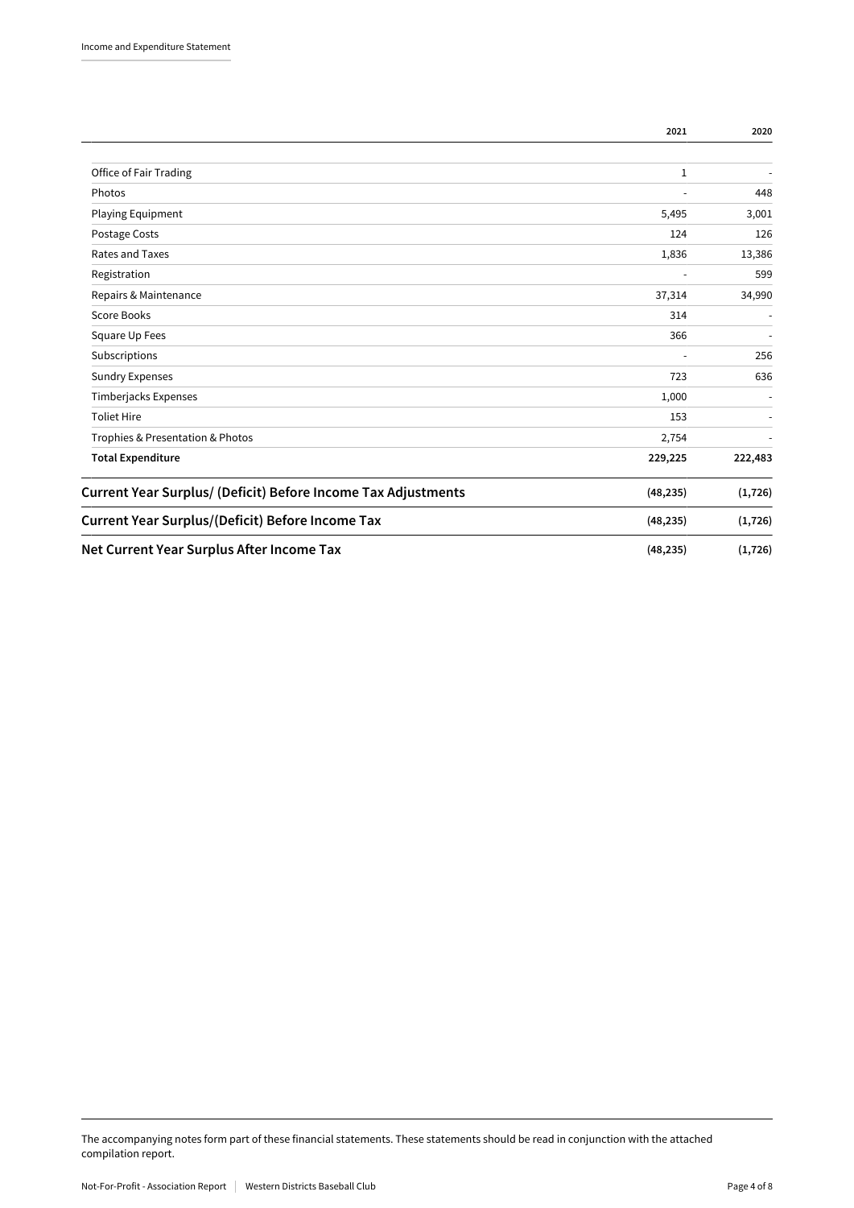| | 2021 | 2020 |
|---|---|---|
| Office of Fair Trading | 1 | - |
| Photos | - | 448 |
| Playing Equipment | 5,495 | 3,001 |
| Postage Costs | 124 | 126 |
| Rates and Taxes | 1,836 | 13,386 |
| Registration | - | 599 |
| Repairs & Maintenance | 37,314 | 34,990 |
| Score Books | 314 | - |
| Square Up Fees | 366 | - |
| Subscriptions | - | 256 |
| Sundry Expenses | 723 | 636 |
| Timberjacks Expenses | 1,000 | - |
| Toliet Hire | 153 | - |
| Trophies & Presentation & Photos | 2,754 | - |
| **Total Expenditure** | **229,225** | **222,483** |
| **Current Year Surplus/ (Deficit) Before Income Tax Adjustments** | **(48,235)** | **(1,726)** |
| **Current Year Surplus/(Deficit) Before Income Tax** | **(48,235)** | **(1,726)** |
| **Net Current Year Surplus After Income Tax** | **(48,235)** | **(1,726)** |

The accompanying notes form part of these financial statements. These statements should be read in conjunction with the attached compilation report.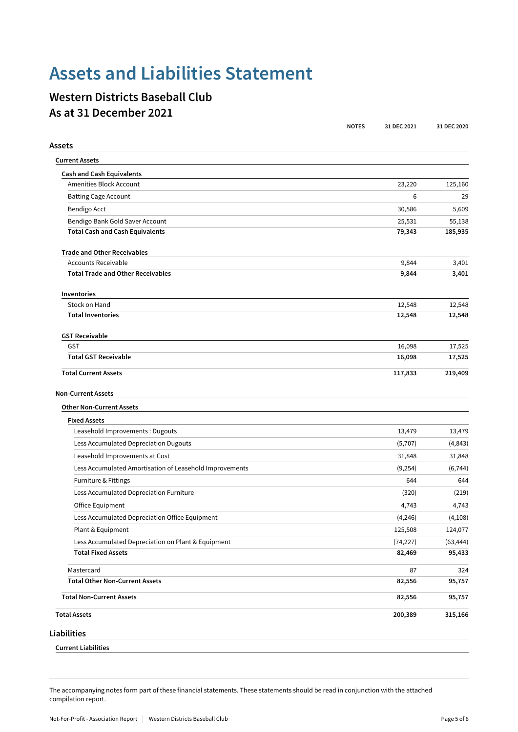# Assets and Liabilities Statement

## Western Districts Baseball Club
## As at 31 December 2021

| | NOTES | 31 DEC 2021 | 31 DEC 2020 |
|---|---|---|---|
| **Assets** | | | |
| **Current Assets** | | | |
| **Cash and Cash Equivalents** | | | |
| Amenities Block Account | | 23,220 | 125,160 |
| Batting Cage Account | | 6 | 29 |
| Bendigo Acct | | 30,586 | 5,609 |
| Bendigo Bank Gold Saver Account | | 25,531 | 55,138 |
| **Total Cash and Cash Equivalents** | | **79,343** | **185,935** |
| **Trade and Other Receivables** | | | |
| Accounts Receivable | | 9,844 | 3,401 |
| **Total Trade and Other Receivables** | | **9,844** | **3,401** |
| **Inventories** | | | |
| Stock on Hand | | 12,548 | 12,548 |
| **Total Inventories** | | **12,548** | **12,548** |
| **GST Receivable** | | | |
| GST | | 16,098 | 17,525 |
| **Total GST Receivable** | | **16,098** | **17,525** |
| **Total Current Assets** | | **117,833** | **219,409** |
| **Non-Current Assets** | | | |
| **Other Non-Current Assets** | | | |
| **Fixed Assets** | | | |
| Leasehold Improvements : Dugouts | | 13,479 | 13,479 |
| Less Accumulated Depreciation Dugouts | | (5,707) | (4,843) |
| Leasehold Improvements at Cost | | 31,848 | 31,848 |
| Less Accumulated Amortisation of Leasehold Improvements | | (9,254) | (6,744) |
| Furniture & Fittings | | 644 | 644 |
| Less Accumulated Depreciation Furniture | | (320) | (219) |
| Office Equipment | | 4,743 | 4,743 |
| Less Accumulated Depreciation Office Equipment | | (4,246) | (4,108) |
| Plant & Equipment | | 125,508 | 124,077 |
| Less Accumulated Depreciation on Plant & Equipment | | (74,227) | (63,444) |
| **Total Fixed Assets** | | **82,469** | **95,433** |
| Mastercard | | 87 | 324 |
| **Total Other Non-Current Assets** | | **82,556** | **95,757** |
| **Total Non-Current Assets** | | **82,556** | **95,757** |
| **Total Assets** | | **200,389** | **315,166** |
| **Liabilities** | | | |
| **Current Liabilities** | | | |

The accompanying notes form part of these financial statements. These statements should be read in conjunction with the attached compilation report.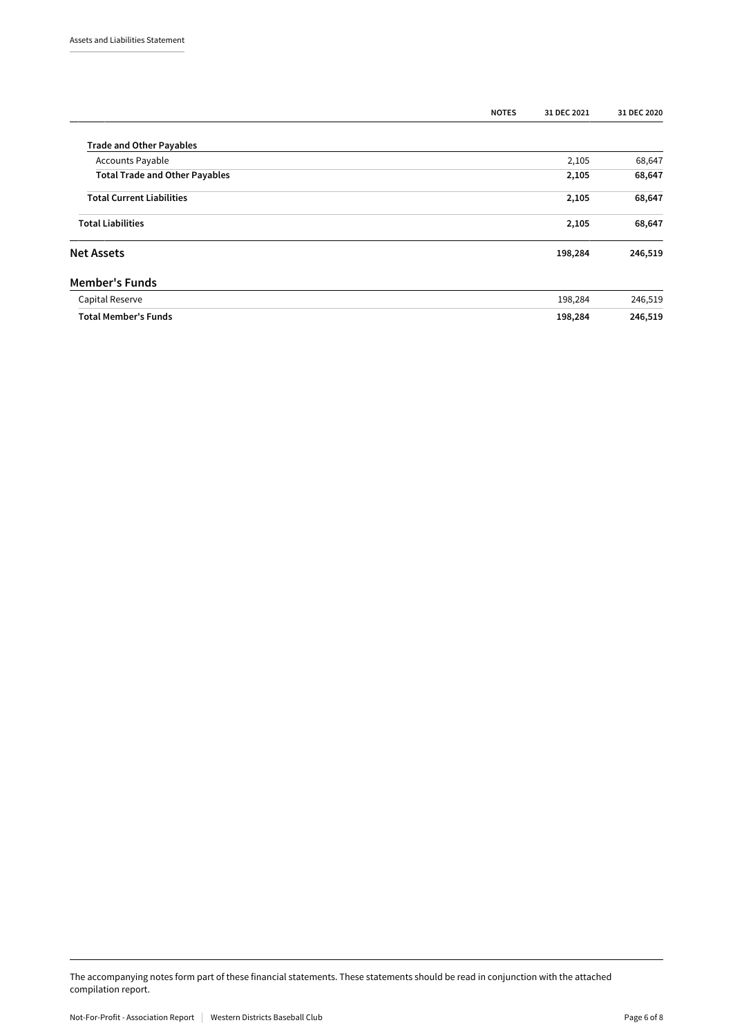| | NOTES | 31 DEC 2021 | 31 DEC 2020 |
|---|---|---|---|
| **Trade and Other Payables** | | | |
| Accounts Payable | | 2,105 | 68,647 |
| **Total Trade and Other Payables** | | **2,105** | **68,647** |
| **Total Current Liabilities** | | **2,105** | **68,647** |
| **Total Liabilities** | | **2,105** | **68,647** |
| **Net Assets** | | **198,284** | **246,519** |

## Member's Funds

| | | | |
|---|---|---|---|
| Capital Reserve | | 198,284 | 246,519 |
| **Total Member's Funds** | | **198,284** | **246,519** |

The accompanying notes form part of these financial statements. These statements should be read in conjunction with the attached compilation report.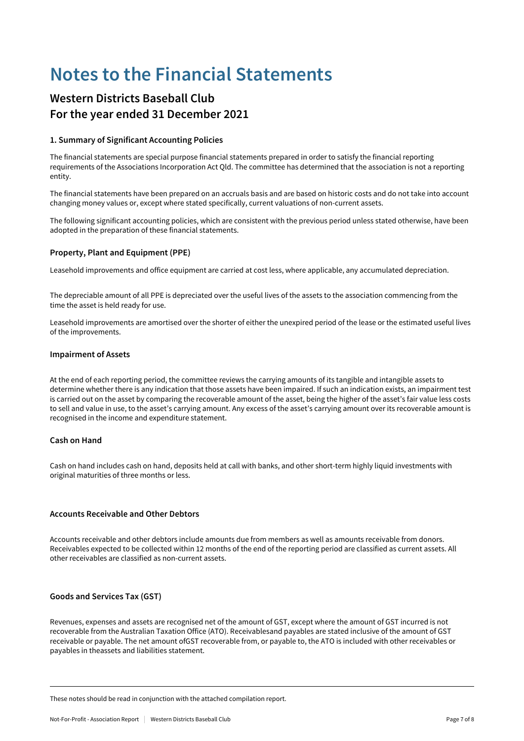# Notes to the Financial Statements

## Western Districts Baseball Club
## For the year ended 31 December 2021

#### 1. Summary of Significant Accounting Policies

The financial statements are special purpose financial statements prepared in order to satisfy the financial reporting requirements of the Associations Incorporation Act Qld. The committee has determined that the association is not a reporting entity.

The financial statements have been prepared on an accruals basis and are based on historic costs and do not take into account changing money values or, except where stated specifically, current valuations of non-current assets.

The following significant accounting policies, which are consistent with the previous period unless stated otherwise, have been adopted in the preparation of these financial statements.

### Property, Plant and Equipment (PPE)

Leasehold improvements and office equipment are carried at cost less, where applicable, any accumulated depreciation.

The depreciable amount of all PPE is depreciated over the useful lives of the assets to the association commencing from the time the asset is held ready for use.

Leasehold improvements are amortised over the shorter of either the unexpired period of the lease or the estimated useful lives of the improvements.

### Impairment of Assets

At the end of each reporting period, the committee reviews the carrying amounts of its tangible and intangible assets to determine whether there is any indication that those assets have been impaired. If such an indication exists, an impairment test is carried out on the asset by comparing the recoverable amount of the asset, being the higher of the asset's fair value less costs to sell and value in use, to the asset's carrying amount. Any excess of the asset's carrying amount over its recoverable amount is recognised in the income and expenditure statement.

### Cash on Hand

Cash on hand includes cash on hand, deposits held at call with banks, and other short-term highly liquid investments with original maturities of three months or less.

### Accounts Receivable and Other Debtors

Accounts receivable and other debtors include amounts due from members as well as amounts receivable from donors. Receivables expected to be collected within 12 months of the end of the reporting period are classified as current assets. All other receivables are classified as non-current assets.

### Goods and Services Tax (GST)

Revenues, expenses and assets are recognised net of the amount of GST, except where the amount of GST incurred is not recoverable from the Australian Taxation Office (ATO). Receivablesand payables are stated inclusive of the amount of GST receivable or payable. The net amount ofGST recoverable from, or payable to, the ATO is included with other receivables or payables in theassets and liabilities statement.

These notes should be read in conjunction with the attached compilation report.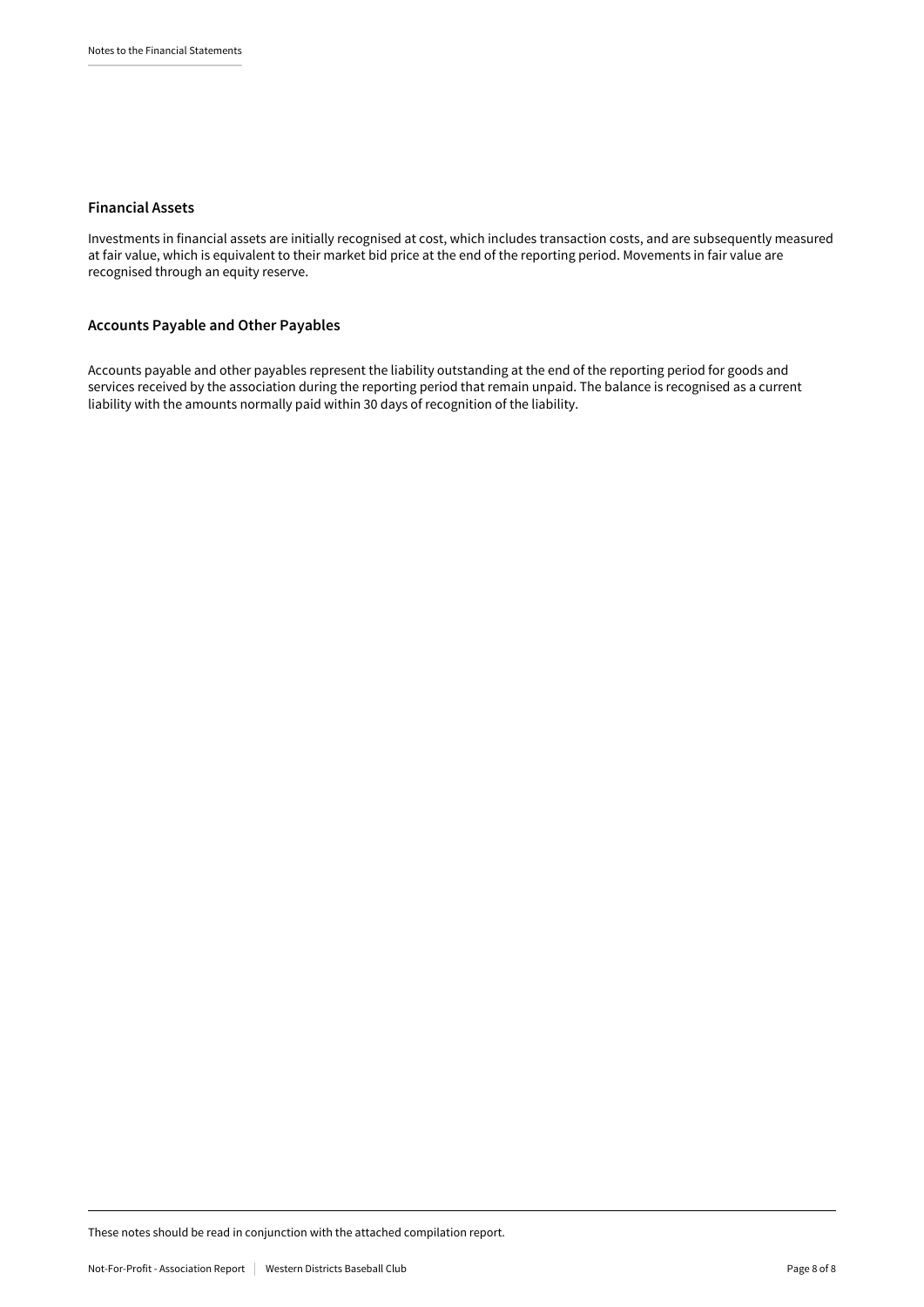### Financial Assets

Investments in financial assets are initially recognised at cost, which includes transaction costs, and are subsequently measured at fair value, which is equivalent to their market bid price at the end of the reporting period. Movements in fair value are recognised through an equity reserve.

### Accounts Payable and Other Payables

Accounts payable and other payables represent the liability outstanding at the end of the reporting period for goods and services received by the association during the reporting period that remain unpaid. The balance is recognised as a current liability with the amounts normally paid within 30 days of recognition of the liability.

These notes should be read in conjunction with the attached compilation report.